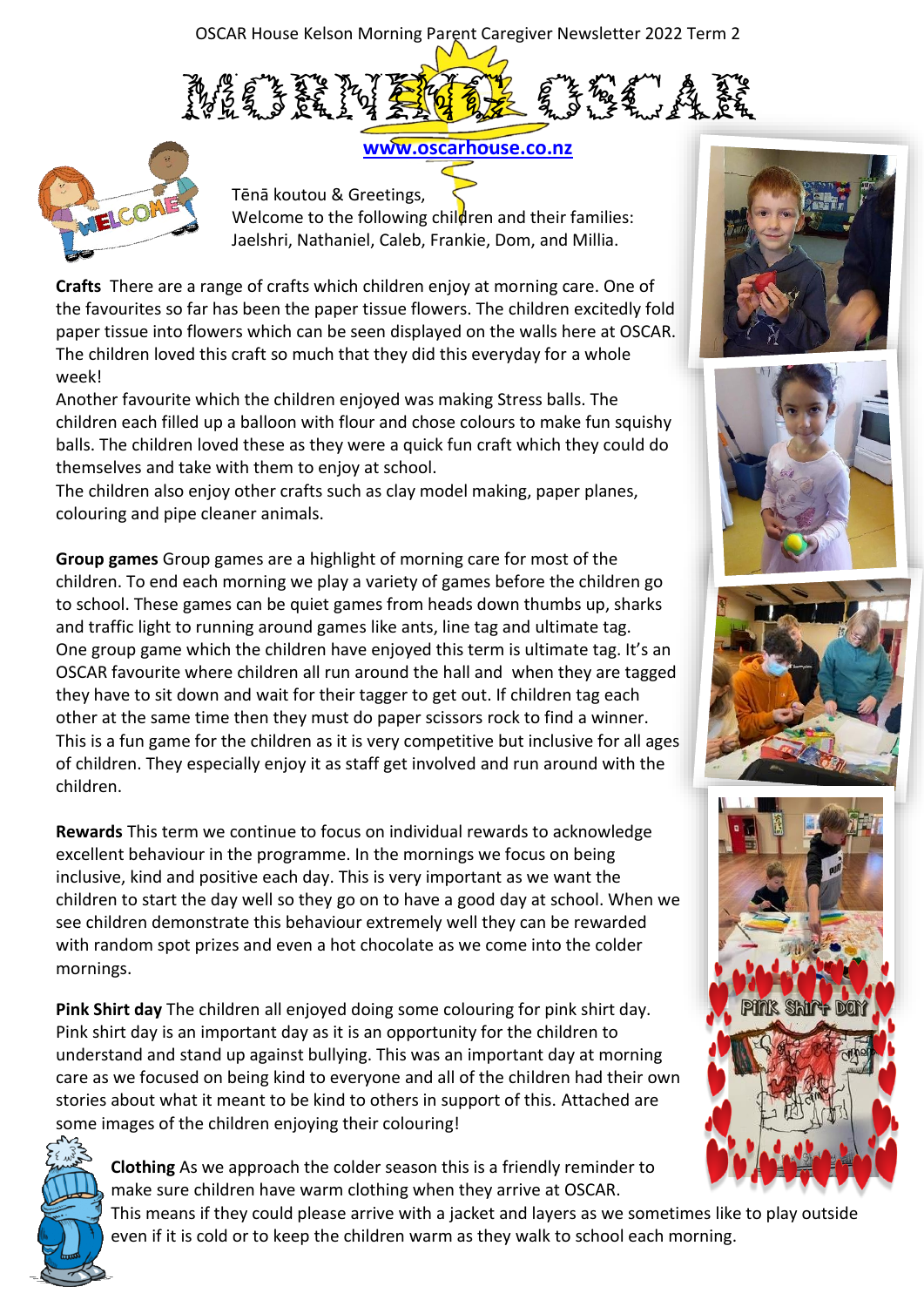OSCAR House Kelson Morning Parent Caregiver Newsletter 2022 Term 2

# MORNING OSCAR

www.oscarhouse.co.nz

Tēnā koutou & Greetings,
Welcome to the following children and their families: Jaelshri, Nathaniel, Caleb, Frankie, Dom, and Millia.

**Crafts** There are a range of crafts which children enjoy at morning care. One of the favourites so far has been the paper tissue flowers. The children excitedly fold paper tissue into flowers which can be seen displayed on the walls here at OSCAR. The children loved this craft so much that they did this everyday for a whole week!
Another favourite which the children enjoyed was making Stress balls. The children each filled up a balloon with flour and chose colours to make fun squishy balls. The children loved these as they were a quick fun craft which they could do themselves and take with them to enjoy at school.
The children also enjoy other crafts such as clay model making, paper planes, colouring and pipe cleaner animals.

**Group games** Group games are a highlight of morning care for most of the children. To end each morning we play a variety of games before the children go to school. These games can be quiet games from heads down thumbs up, sharks and traffic light to running around games like ants, line tag and ultimate tag.
One group game which the children have enjoyed this term is ultimate tag. It's an OSCAR favourite where children all run around the hall and when they are tagged they have to sit down and wait for their tagger to get out. If children tag each other at the same time then they must do paper scissors rock to find a winner. This is a fun game for the children as it is very competitive but inclusive for all ages of children. They especially enjoy it as staff get involved and run around with the children.

**Rewards** This term we continue to focus on individual rewards to acknowledge excellent behaviour in the programme. In the mornings we focus on being inclusive, kind and positive each day. This is very important as we want the children to start the day well so they go on to have a good day at school. When we see children demonstrate this behaviour extremely well they can be rewarded with random spot prizes and even a hot chocolate as we come into the colder mornings.

**Pink Shirt day** The children all enjoyed doing some colouring for pink shirt day. Pink shirt day is an important day as it is an opportunity for the children to understand and stand up against bullying. This was an important day at morning care as we focused on being kind to everyone and all of the children had their own stories about what it meant to be kind to others in support of this. Attached are some images of the children enjoying their colouring!

**Clothing** As we approach the colder season this is a friendly reminder to make sure children have warm clothing when they arrive at OSCAR.
This means if they could please arrive with a jacket and layers as we sometimes like to play outside even if it is cold or to keep the children warm as they walk to school each morning.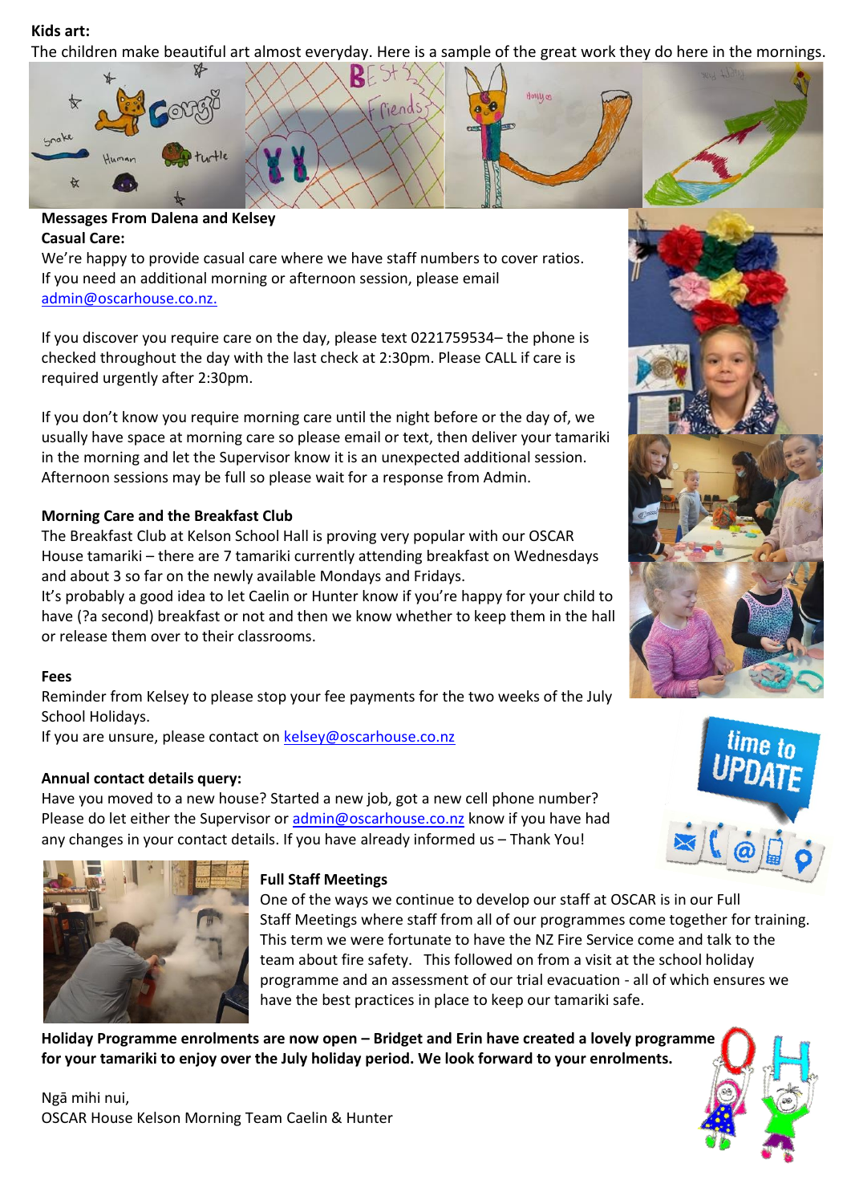**Kids art:**

The children make beautiful art almost everyday. Here is a sample of the great work they do here in the mornings.

**Messages From Dalena and Kelsey**

**Casual Care:**

We're happy to provide casual care where we have staff numbers to cover ratios. If you need an additional morning or afternoon session, please email admin@oscarhouse.co.nz.

If you discover you require care on the day, please text 0221759534– the phone is checked throughout the day with the last check at 2:30pm. Please CALL if care is required urgently after 2:30pm.

If you don't know you require morning care until the night before or the day of, we usually have space at morning care so please email or text, then deliver your tamariki in the morning and let the Supervisor know it is an unexpected additional session. Afternoon sessions may be full so please wait for a response from Admin.

**Morning Care and the Breakfast Club**

The Breakfast Club at Kelson School Hall is proving very popular with our OSCAR House tamariki – there are 7 tamariki currently attending breakfast on Wednesdays and about 3 so far on the newly available Mondays and Fridays.

It's probably a good idea to let Caelin or Hunter know if you're happy for your child to have (?a second) breakfast or not and then we know whether to keep them in the hall or release them over to their classrooms.

**Fees**

Reminder from Kelsey to please stop your fee payments for the two weeks of the July School Holidays.

If you are unsure, please contact on kelsey@oscarhouse.co.nz

**Annual contact details query:**

Have you moved to a new house? Started a new job, got a new cell phone number? Please do let either the Supervisor or admin@oscarhouse.co.nz know if you have had any changes in your contact details. If you have already informed us – Thank You!

**Full Staff Meetings**

One of the ways we continue to develop our staff at OSCAR is in our Full Staff Meetings where staff from all of our programmes come together for training. This term we were fortunate to have the NZ Fire Service come and talk to the team about fire safety. This followed on from a visit at the school holiday programme and an assessment of our trial evacuation - all of which ensures we have the best practices in place to keep our tamariki safe.

**Holiday Programme enrolments are now open – Bridget and Erin have created a lovely programme for your tamariki to enjoy over the July holiday period. We look forward to your enrolments.**

Ngā mihi nui,

OSCAR House Kelson Morning Team Caelin & Hunter